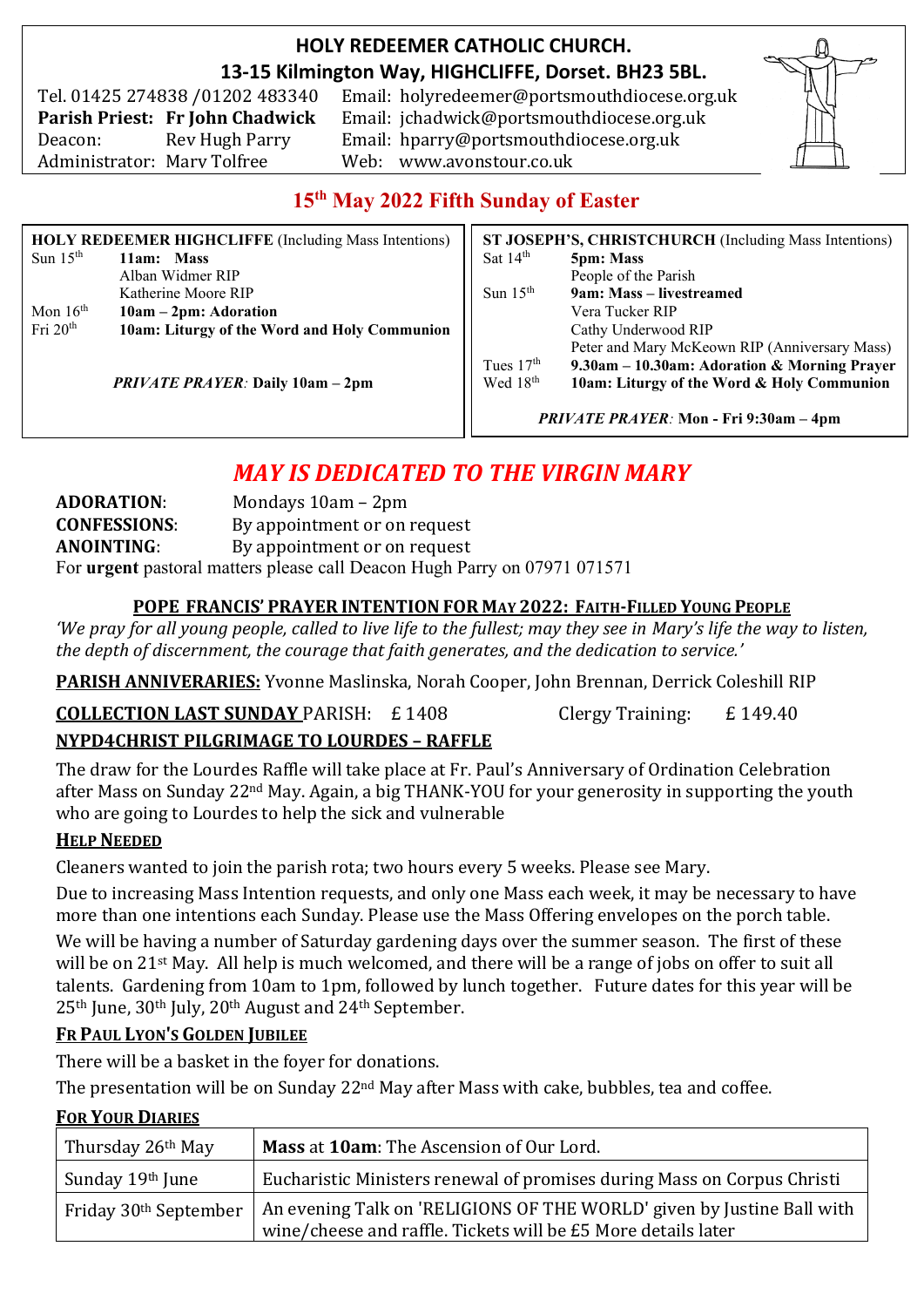# HOLY REDEEMER CATHOLIC CHURCH.

**13-15 Kilmington Way, HIGHCLIFFE, Dorset. BH23 5BL.**

Tel. 01425 274838 /01202 483340 Email: holyredeemer@portsmouthdiocese.org.uk

**Parish Priest: Fr John Chadwick** Email: jchadwick@portsmouthdiocese.org.uk

Deacon: Rev Hugh Parry Email: hparry@portsmouthdiocese.org.uk

Administrator: Mary Tolfree Web: www.avonstour.co.uk

## 15th May 2022 Fifth Sunday of Easter

**HOLY REDEEMER HIGHCLIFFE** (Including Mass Intentions)

| | |
|---|---|
| Sun 15th | **11am: Mass** |
| | Alban Widmer RIP |
| | Katherine Moore RIP |
| Mon 16th | **10am – 2pm: Adoration** |
| Fri 20th | **10am: Liturgy of the Word and Holy Communion** |

*PRIVATE PRAYER:* **Daily 10am – 2pm**

**ST JOSEPH'S, CHRISTCHURCH** (Including Mass Intentions)

| | |
|---|---|
| Sat 14th | **5pm: Mass** |
| | People of the Parish |
| Sun 15th | **9am: Mass – livestreamed** |
| | Vera Tucker RIP |
| | Cathy Underwood RIP |
| | Peter and Mary McKeown RIP (Anniversary Mass) |
| Tues 17th | **9.30am – 10.30am: Adoration & Morning Prayer** |
| Wed 18th | **10am: Liturgy of the Word & Holy Communion** |

*PRIVATE PRAYER:* **Mon - Fri 9:30am – 4pm**

## *MAY IS DEDICATED TO THE VIRGIN MARY*

**ADORATION**: Mondays 10am – 2pm
**CONFESSIONS**: By appointment or on request
**ANOINTING**: By appointment or on request
For **urgent** pastoral matters please call Deacon Hugh Parry on 07971 071571

**POPE FRANCIS' PRAYER INTENTION FOR MAY 2022: FAITH-FILLED YOUNG PEOPLE**

*'We pray for all young people, called to live life to the fullest; may they see in Mary's life the way to listen, the depth of discernment, the courage that faith generates, and the dedication to service.'*

**PARISH ANNIVERARIES:** Yvonne Maslinska, Norah Cooper, John Brennan, Derrick Coleshill RIP

**COLLECTION LAST SUNDAY** PARISH: £1408 Clergy Training: £149.40

**NYPD4CHRIST PILGRIMAGE TO LOURDES – RAFFLE**

The draw for the Lourdes Raffle will take place at Fr. Paul's Anniversary of Ordination Celebration after Mass on Sunday 22nd May. Again, a big THANK-YOU for your generosity in supporting the youth who are going to Lourdes to help the sick and vulnerable

**HELP NEEDED**

Cleaners wanted to join the parish rota; two hours every 5 weeks. Please see Mary.

Due to increasing Mass Intention requests, and only one Mass each week, it may be necessary to have more than one intentions each Sunday. Please use the Mass Offering envelopes on the porch table.

We will be having a number of Saturday gardening days over the summer season. The first of these will be on 21st May. All help is much welcomed, and there will be a range of jobs on offer to suit all talents. Gardening from 10am to 1pm, followed by lunch together. Future dates for this year will be 25th June, 30th July, 20th August and 24th September.

**FR PAUL LYON'S GOLDEN JUBILEE**

There will be a basket in the foyer for donations.

The presentation will be on Sunday 22nd May after Mass with cake, bubbles, tea and coffee.

**FOR YOUR DIARIES**

| | |
|---|---|
| Thursday 26th May | **Mass** at **10am**: The Ascension of Our Lord. |
| Sunday 19th June | Eucharistic Ministers renewal of promises during Mass on Corpus Christi |
| Friday 30th September | An evening Talk on 'RELIGIONS OF THE WORLD' given by Justine Ball with wine/cheese and raffle. Tickets will be £5 More details later |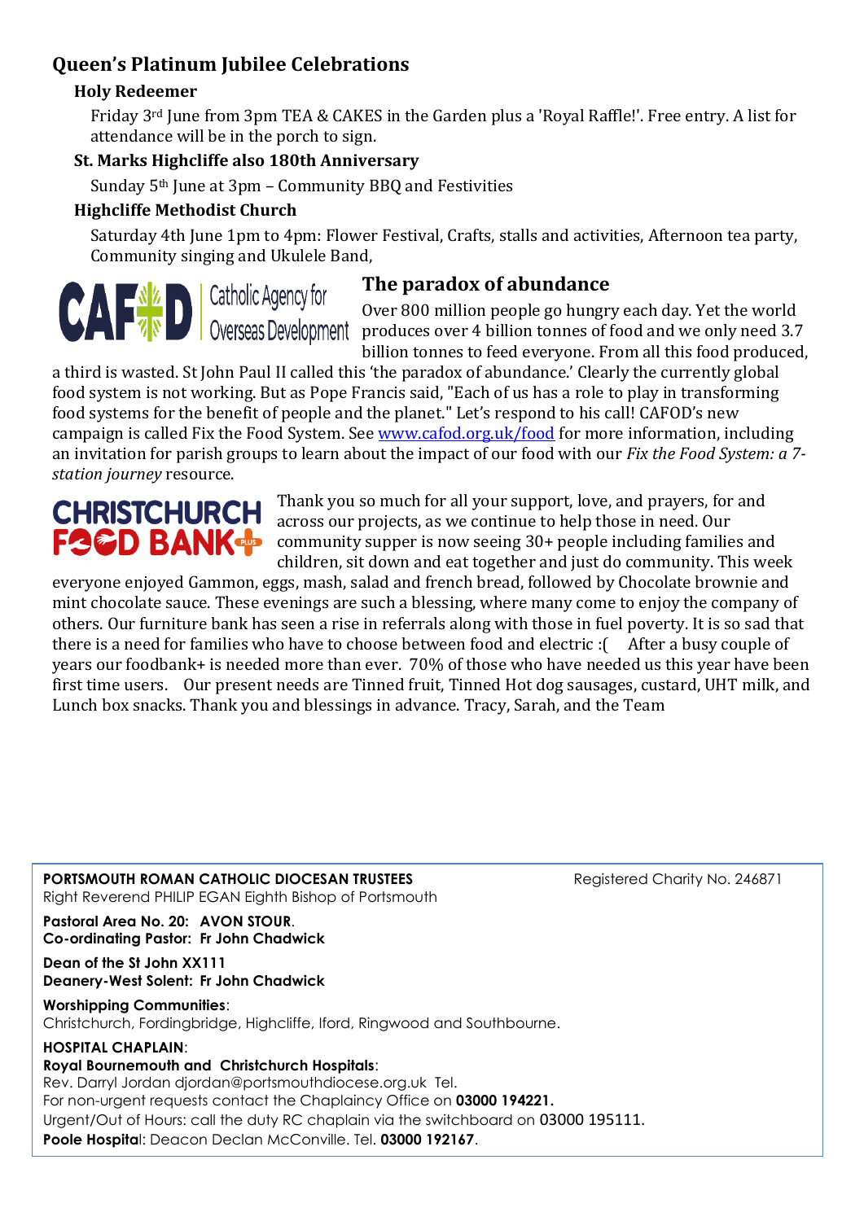## Queen's Platinum Jubilee Celebrations

### Holy Redeemer

Friday 3rd June from 3pm TEA & CAKES in the Garden plus a 'Royal Raffle!'. Free entry. A list for attendance will be in the porch to sign.

### St. Marks Highcliffe also 180th Anniversary

Sunday 5th June at 3pm – Community BBQ and Festivities

### Highcliffe Methodist Church

Saturday 4th June 1pm to 4pm: Flower Festival, Crafts, stalls and activities, Afternoon tea party, Community singing and Ukulele Band,

CAFOD Catholic Agency for Overseas Development

## The paradox of abundance

Over 800 million people go hungry each day. Yet the world produces over 4 billion tonnes of food and we only need 3.7 billion tonnes to feed everyone. From all this food produced, a third is wasted. St John Paul II called this 'the paradox of abundance.' Clearly the currently global food system is not working. But as Pope Francis said, "Each of us has a role to play in transforming food systems for the benefit of people and the planet." Let's respond to his call! CAFOD's new campaign is called Fix the Food System. See www.cafod.org.uk/food for more information, including an invitation for parish groups to learn about the impact of our food with our *Fix the Food System: a 7-station journey* resource.

CHRISTCHURCH FOOD BANK PLUS

Thank you so much for all your support, love, and prayers, for and across our projects, as we continue to help those in need. Our community supper is now seeing 30+ people including families and children, sit down and eat together and just do community. This week everyone enjoyed Gammon, eggs, mash, salad and french bread, followed by Chocolate brownie and mint chocolate sauce. These evenings are such a blessing, where many come to enjoy the company of others. Our furniture bank has seen a rise in referrals along with those in fuel poverty. It is so sad that there is a need for families who have to choose between food and electric :( After a busy couple of years our foodbank+ is needed more than ever. 70% of those who have needed us this year have been first time users. Our present needs are Tinned fruit, Tinned Hot dog sausages, custard, UHT milk, and Lunch box snacks. Thank you and blessings in advance. Tracy, Sarah, and the Team

**PORTSMOUTH ROMAN CATHOLIC DIOCESAN TRUSTEES** Registered Charity No. 246871
Right Reverend PHILIP EGAN Eighth Bishop of Portsmouth

**Pastoral Area No. 20: AVON STOUR**.
**Co-ordinating Pastor: Fr John Chadwick**

**Dean of the St John XX111**
**Deanery-West Solent: Fr John Chadwick**

**Worshipping Communities**:
Christchurch, Fordingbridge, Highcliffe, Iford, Ringwood and Southbourne.

**HOSPITAL CHAPLAIN**:
**Royal Bournemouth and Christchurch Hospitals**:
Rev. Darryl Jordan djordan@portsmouthdiocese.org.uk Tel.
For non-urgent requests contact the Chaplaincy Office on **03000 194221.**
Urgent/Out of Hours: call the duty RC chaplain via the switchboard on 03000 195111.
**Poole Hospita**l: Deacon Declan McConville. Tel. **03000 192167**.